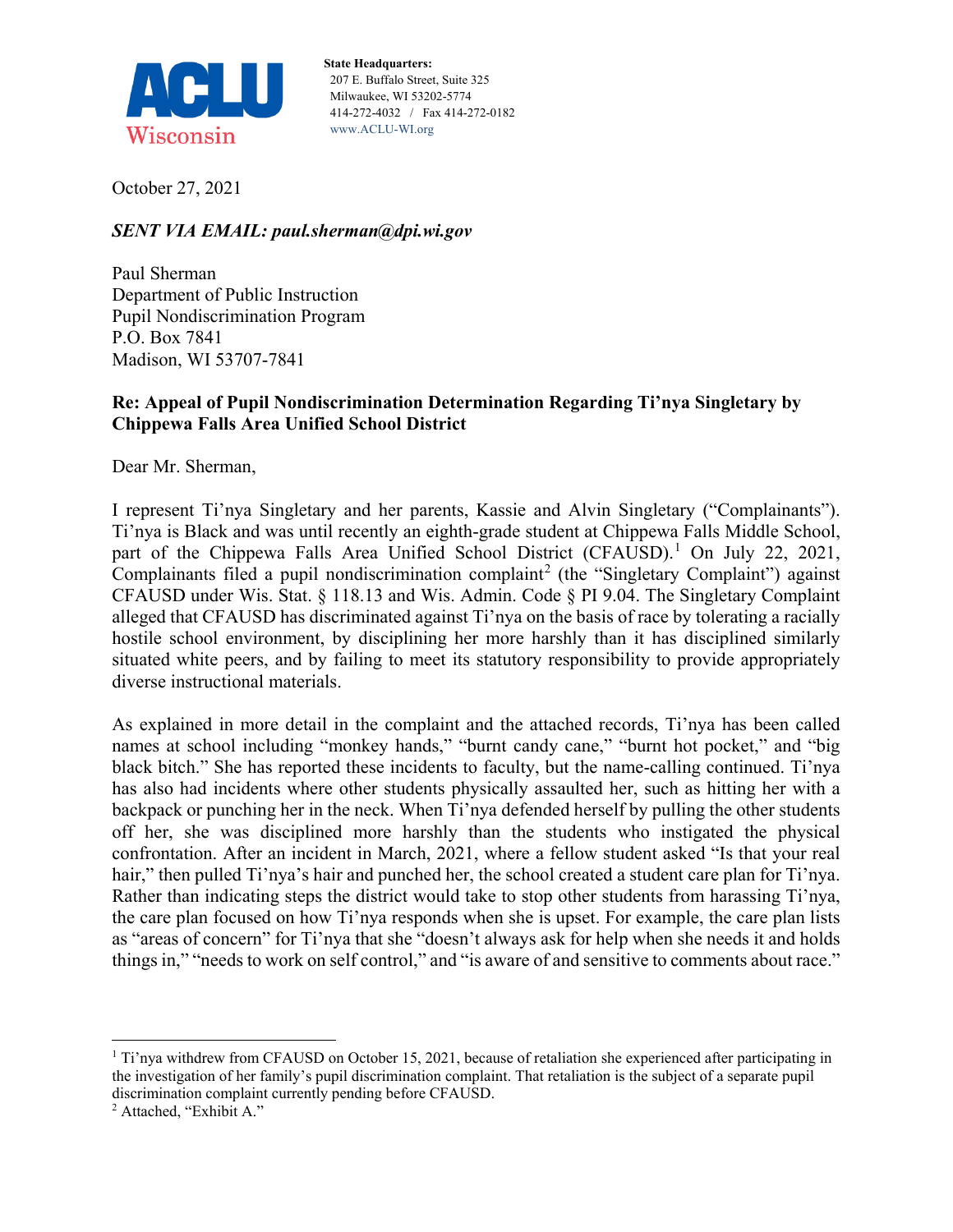ACLU Wisconsin

**State Headquarters:**
207 E. Buffalo Street, Suite 325
Milwaukee, WI 53202-5774
414-272-4032 / Fax 414-272-0182
www.ACLU-WI.org

October 27, 2021

***SENT VIA EMAIL: paul.sherman@dpi.wi.gov***

Paul Sherman
Department of Public Instruction
Pupil Nondiscrimination Program
P.O. Box 7841
Madison, WI 53707-7841

**Re: Appeal of Pupil Nondiscrimination Determination Regarding Ti'nya Singletary by Chippewa Falls Area Unified School District**

Dear Mr. Sherman,

I represent Ti'nya Singletary and her parents, Kassie and Alvin Singletary ("Complainants"). Ti'nya is Black and was until recently an eighth-grade student at Chippewa Falls Middle School, part of the Chippewa Falls Area Unified School District (CFAUSD).[1] On July 22, 2021, Complainants filed a pupil nondiscrimination complaint[2] (the "Singletary Complaint") against CFAUSD under Wis. Stat. § 118.13 and Wis. Admin. Code § PI 9.04. The Singletary Complaint alleged that CFAUSD has discriminated against Ti'nya on the basis of race by tolerating a racially hostile school environment, by disciplining her more harshly than it has disciplined similarly situated white peers, and by failing to meet its statutory responsibility to provide appropriately diverse instructional materials.

As explained in more detail in the complaint and the attached records, Ti'nya has been called names at school including "monkey hands," "burnt candy cane," "burnt hot pocket," and "big black bitch." She has reported these incidents to faculty, but the name-calling continued. Ti'nya has also had incidents where other students physically assaulted her, such as hitting her with a backpack or punching her in the neck. When Ti'nya defended herself by pulling the other students off her, she was disciplined more harshly than the students who instigated the physical confrontation. After an incident in March, 2021, where a fellow student asked "Is that your real hair," then pulled Ti'nya's hair and punched her, the school created a student care plan for Ti'nya. Rather than indicating steps the district would take to stop other students from harassing Ti'nya, the care plan focused on how Ti'nya responds when she is upset. For example, the care plan lists as "areas of concern" for Ti'nya that she "doesn't always ask for help when she needs it and holds things in," "needs to work on self control," and "is aware of and sensitive to comments about race."

---

[1] Ti'nya withdrew from CFAUSD on October 15, 2021, because of retaliation she experienced after participating in the investigation of her family's pupil discrimination complaint. That retaliation is the subject of a separate pupil discrimination complaint currently pending before CFAUSD.

[2] Attached, "Exhibit A."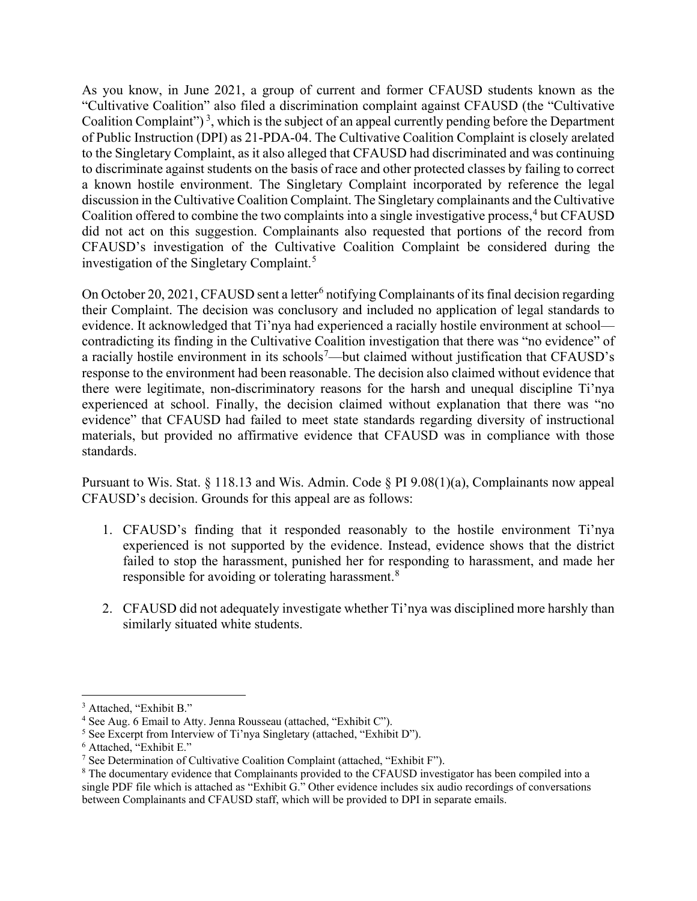As you know, in June 2021, a group of current and former CFAUSD students known as the "Cultivative Coalition" also filed a discrimination complaint against CFAUSD (the "Cultivative Coalition Complaint")[3], which is the subject of an appeal currently pending before the Department of Public Instruction (DPI) as 21-PDA-04. The Cultivative Coalition Complaint is closely arelated to the Singletary Complaint, as it also alleged that CFAUSD had discriminated and was continuing to discriminate against students on the basis of race and other protected classes by failing to correct a known hostile environment. The Singletary Complaint incorporated by reference the legal discussion in the Cultivative Coalition Complaint. The Singletary complainants and the Cultivative Coalition offered to combine the two complaints into a single investigative process,[4] but CFAUSD did not act on this suggestion. Complainants also requested that portions of the record from CFAUSD's investigation of the Cultivative Coalition Complaint be considered during the investigation of the Singletary Complaint.[5]

On October 20, 2021, CFAUSD sent a letter[6] notifying Complainants of its final decision regarding their Complaint. The decision was conclusory and included no application of legal standards to evidence. It acknowledged that Ti'nya had experienced a racially hostile environment at school—contradicting its finding in the Cultivative Coalition investigation that there was "no evidence" of a racially hostile environment in its schools[7]—but claimed without justification that CFAUSD's response to the environment had been reasonable. The decision also claimed without evidence that there were legitimate, non-discriminatory reasons for the harsh and unequal discipline Ti'nya experienced at school. Finally, the decision claimed without explanation that there was "no evidence" that CFAUSD had failed to meet state standards regarding diversity of instructional materials, but provided no affirmative evidence that CFAUSD was in compliance with those standards.

Pursuant to Wis. Stat. § 118.13 and Wis. Admin. Code § PI 9.08(1)(a), Complainants now appeal CFAUSD's decision. Grounds for this appeal are as follows:

1. CFAUSD's finding that it responded reasonably to the hostile environment Ti'nya experienced is not supported by the evidence. Instead, evidence shows that the district failed to stop the harassment, punished her for responding to harassment, and made her responsible for avoiding or tolerating harassment.[8]

2. CFAUSD did not adequately investigate whether Ti'nya was disciplined more harshly than similarly situated white students.

---

[3] Attached, "Exhibit B."

[4] See Aug. 6 Email to Atty. Jenna Rousseau (attached, "Exhibit C").

[5] See Excerpt from Interview of Ti'nya Singletary (attached, "Exhibit D").

[6] Attached, "Exhibit E."

[7] See Determination of Cultivative Coalition Complaint (attached, "Exhibit F").

[8] The documentary evidence that Complainants provided to the CFAUSD investigator has been compiled into a single PDF file which is attached as "Exhibit G." Other evidence includes six audio recordings of conversations between Complainants and CFAUSD staff, which will be provided to DPI in separate emails.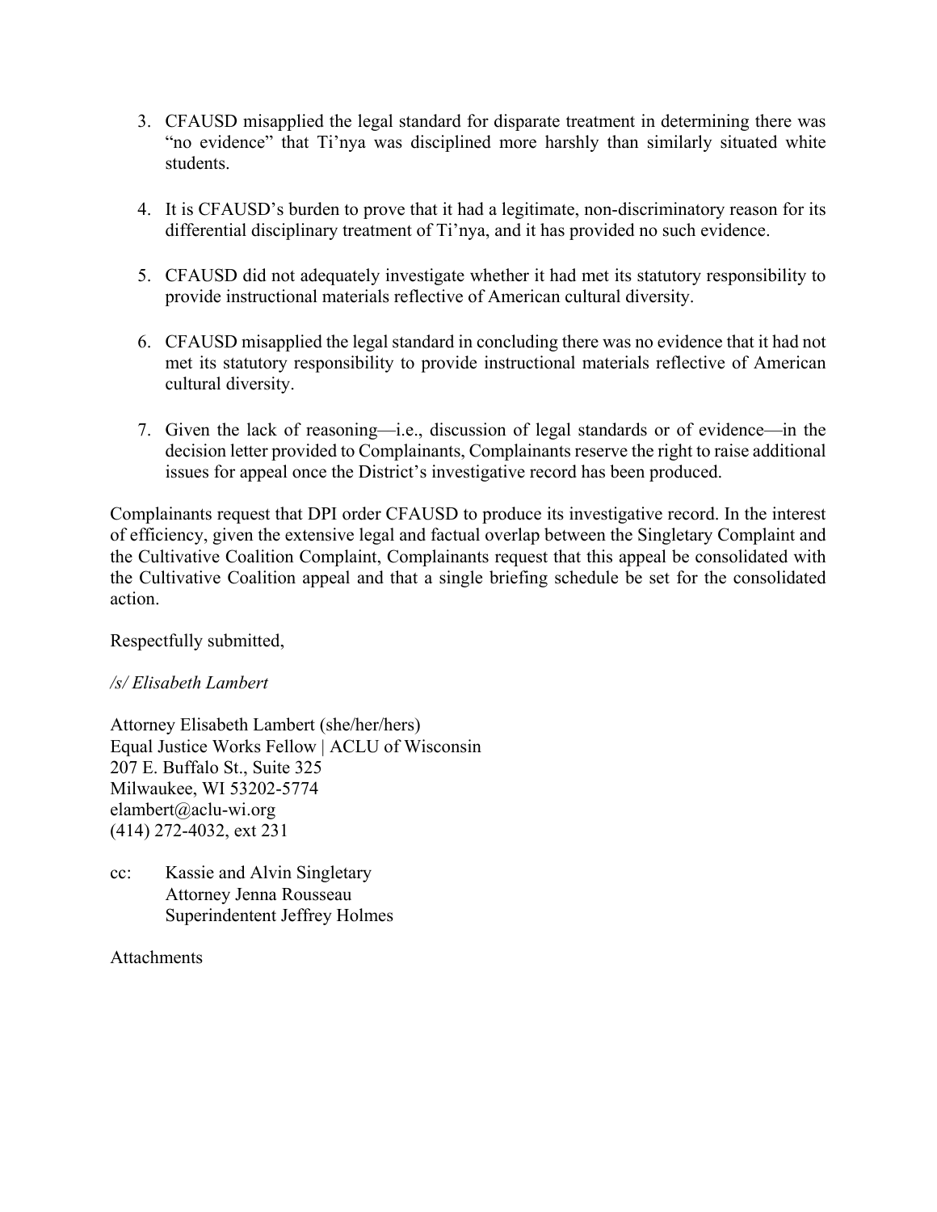3. CFAUSD misapplied the legal standard for disparate treatment in determining there was "no evidence" that Ti'nya was disciplined more harshly than similarly situated white students.

4. It is CFAUSD's burden to prove that it had a legitimate, non-discriminatory reason for its differential disciplinary treatment of Ti'nya, and it has provided no such evidence.

5. CFAUSD did not adequately investigate whether it had met its statutory responsibility to provide instructional materials reflective of American cultural diversity.

6. CFAUSD misapplied the legal standard in concluding there was no evidence that it had not met its statutory responsibility to provide instructional materials reflective of American cultural diversity.

7. Given the lack of reasoning—i.e., discussion of legal standards or of evidence—in the decision letter provided to Complainants, Complainants reserve the right to raise additional issues for appeal once the District's investigative record has been produced.

Complainants request that DPI order CFAUSD to produce its investigative record. In the interest of efficiency, given the extensive legal and factual overlap between the Singletary Complaint and the Cultivative Coalition Complaint, Complainants request that this appeal be consolidated with the Cultivative Coalition appeal and that a single briefing schedule be set for the consolidated action.

Respectfully submitted,

*/s/ Elisabeth Lambert*

Attorney Elisabeth Lambert (she/her/hers)
Equal Justice Works Fellow | ACLU of Wisconsin
207 E. Buffalo St., Suite 325
Milwaukee, WI 53202-5774
elambert@aclu-wi.org
(414) 272-4032, ext 231

cc: Kassie and Alvin Singletary
Attorney Jenna Rousseau
Superindentent Jeffrey Holmes

Attachments